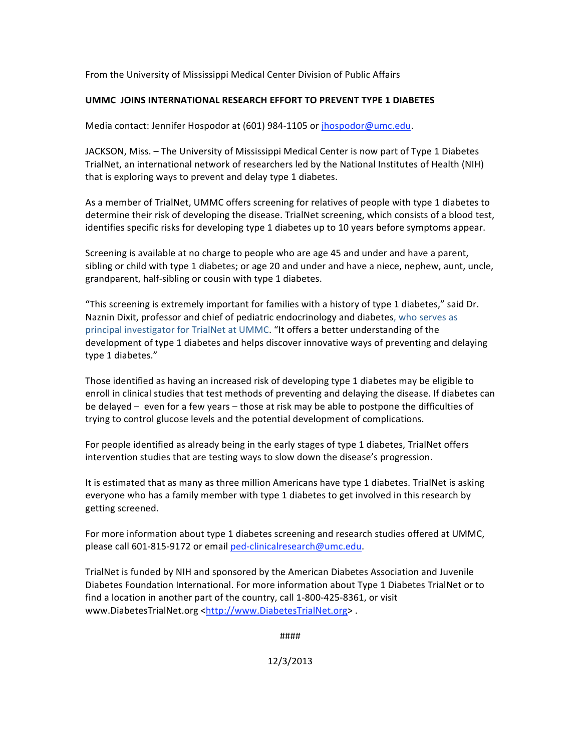From the University of Mississippi Medical Center Division of Public Affairs

**UMMC JOINS INTERNATIONAL RESEARCH EFFORT TO PREVENT TYPE 1 DIABETES**

Media contact: Jennifer Hospodor at (601) 984-1105 or jhospodor@umc.edu.

JACKSON, Miss. – The University of Mississippi Medical Center is now part of Type 1 Diabetes TrialNet, an international network of researchers led by the National Institutes of Health (NIH) that is exploring ways to prevent and delay type 1 diabetes.

As a member of TrialNet, UMMC offers screening for relatives of people with type 1 diabetes to determine their risk of developing the disease. TrialNet screening, which consists of a blood test, identifies specific risks for developing type 1 diabetes up to 10 years before symptoms appear.

Screening is available at no charge to people who are age 45 and under and have a parent, sibling or child with type 1 diabetes; or age 20 and under and have a niece, nephew, aunt, uncle, grandparent, half-sibling or cousin with type 1 diabetes.

"This screening is extremely important for families with a history of type 1 diabetes," said Dr. Naznin Dixit, professor and chief of pediatric endocrinology and diabetes, who serves as principal investigator for TrialNet at UMMC. "It offers a better understanding of the development of type 1 diabetes and helps discover innovative ways of preventing and delaying type 1 diabetes."

Those identified as having an increased risk of developing type 1 diabetes may be eligible to enroll in clinical studies that test methods of preventing and delaying the disease. If diabetes can be delayed – even for a few years – those at risk may be able to postpone the difficulties of trying to control glucose levels and the potential development of complications.

For people identified as already being in the early stages of type 1 diabetes, TrialNet offers intervention studies that are testing ways to slow down the disease's progression.

It is estimated that as many as three million Americans have type 1 diabetes. TrialNet is asking everyone who has a family member with type 1 diabetes to get involved in this research by getting screened.

For more information about type 1 diabetes screening and research studies offered at UMMC, please call 601-815-9172 or email ped-clinicalresearch@umc.edu.

TrialNet is funded by NIH and sponsored by the American Diabetes Association and Juvenile Diabetes Foundation International. For more information about Type 1 Diabetes TrialNet or to find a location in another part of the country, call 1-800-425-8361, or visit www.DiabetesTrialNet.org <http://www.DiabetesTrialNet.org> .

####

12/3/2013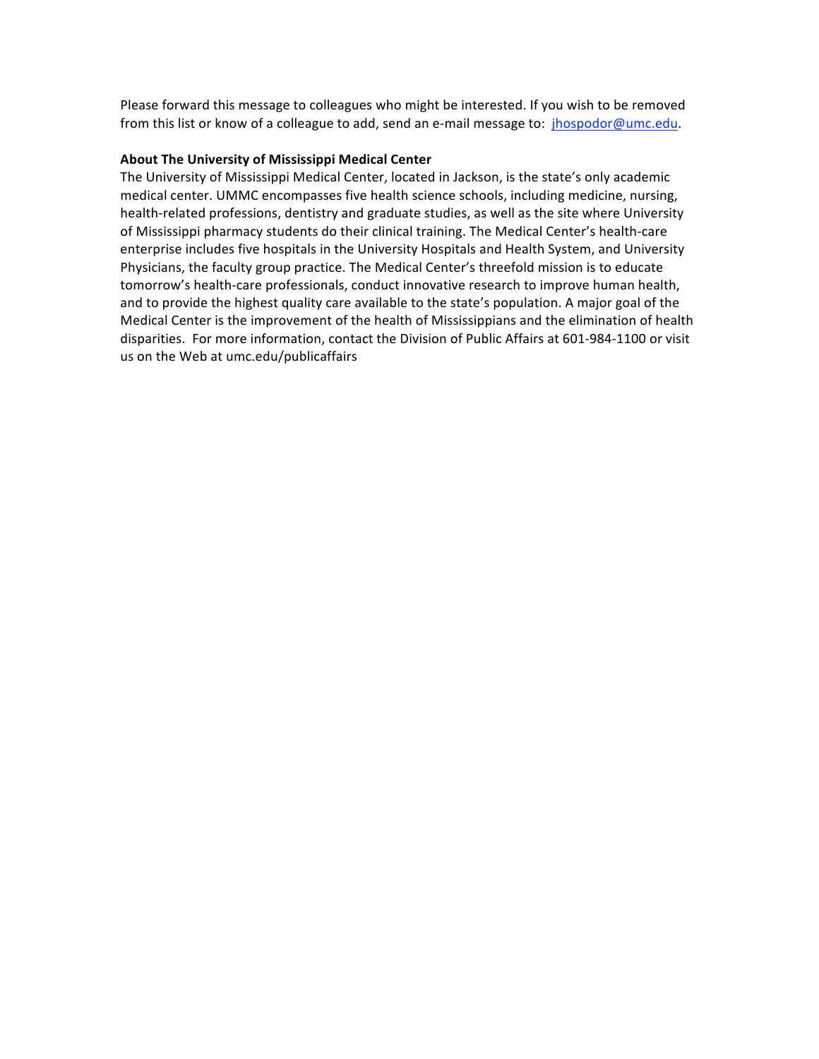Please forward this message to colleagues who might be interested. If you wish to be removed from this list or know of a colleague to add, send an e-mail message to: jhospodor@umc.edu.

**About The University of Mississippi Medical Center**
The University of Mississippi Medical Center, located in Jackson, is the state's only academic medical center. UMMC encompasses five health science schools, including medicine, nursing, health-related professions, dentistry and graduate studies, as well as the site where University of Mississippi pharmacy students do their clinical training. The Medical Center's health-care enterprise includes five hospitals in the University Hospitals and Health System, and University Physicians, the faculty group practice. The Medical Center's threefold mission is to educate tomorrow's health-care professionals, conduct innovative research to improve human health, and to provide the highest quality care available to the state's population. A major goal of the Medical Center is the improvement of the health of Mississippians and the elimination of health disparities. For more information, contact the Division of Public Affairs at 601-984-1100 or visit us on the Web at umc.edu/publicaffairs